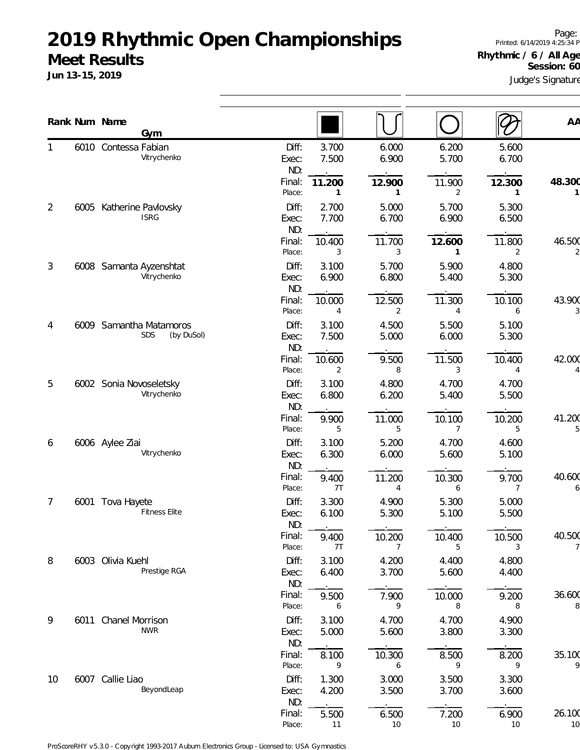# 2019 Rhythmic Open Championships

## Meet Results

**Jun 13-15, 2019**

Page:
Printed: 6/14/2019 4:25:34 P

**Rhythmic / 6 / All Age**
**Session: 60**

Judge's Signature

| Rank | Num | Name / Gym | | Rope | Ball | Hoop | Ribbon | AA |
|---|---|---|---|---|---|---|---|---|
| 1 | 6010 | Contessa Fabian<br>Vitrychenko | Diff: | 3.700 | 6.000 | 6.200 | 5.600 | |
| | | | Exec: | 7.500 | 6.900 | 5.700 | 6.700 | |
| | | | ND: | . | . | . | . | |
| | | | Final: | **11.200** | **12.900** | 11.900 | **12.300** | **48.300** |
| | | | Place: | **1** | **1** | 2 | **1** | **1** |
| 2 | 6005 | Katherine Pavlovsky<br>ISRG | Diff: | 2.700 | 5.000 | 5.700 | 5.300 | |
| | | | Exec: | 7.700 | 6.700 | 6.900 | 6.500 | |
| | | | ND: | . | . | . | . | |
| | | | Final: | 10.400 | 11.700 | **12.600** | 11.800 | 46.500 |
| | | | Place: | 3 | 3 | **1** | 2 | 2 |
| 3 | 6008 | Samanta Ayzenshtat<br>Vitrychenko | Diff: | 3.100 | 5.700 | 5.900 | 4.800 | |
| | | | Exec: | 6.900 | 6.800 | 5.400 | 5.300 | |
| | | | ND: | . | . | . | . | |
| | | | Final: | 10.000 | 12.500 | 11.300 | 10.100 | 43.900 |
| | | | Place: | 4 | 2 | 4 | 6 | 3 |
| 4 | 6009 | Samantha Matamoros<br>SDS (by DuSol) | Diff: | 3.100 | 4.500 | 5.500 | 5.100 | |
| | | | Exec: | 7.500 | 5.000 | 6.000 | 5.300 | |
| | | | ND: | . | . | . | . | |
| | | | Final: | 10.600 | 9.500 | 11.500 | 10.400 | 42.000 |
| | | | Place: | 2 | 8 | 3 | 4 | 4 |
| 5 | 6002 | Sonia Novoseletsky<br>Vitrychenko | Diff: | 3.100 | 4.800 | 4.700 | 4.700 | |
| | | | Exec: | 6.800 | 6.200 | 5.400 | 5.500 | |
| | | | ND: | . | . | . | . | |
| | | | Final: | 9.900 | 11.000 | 10.100 | 10.200 | 41.200 |
| | | | Place: | 5 | 5 | 7 | 5 | 5 |
| 6 | 6006 | Aylee Ziai<br>Vitrychenko | Diff: | 3.100 | 5.200 | 4.700 | 4.600 | |
| | | | Exec: | 6.300 | 6.000 | 5.600 | 5.100 | |
| | | | ND: | . | . | . | . | |
| | | | Final: | 9.400 | 11.200 | 10.300 | 9.700 | 40.600 |
| | | | Place: | 7T | 4 | 6 | 7 | 6 |
| 7 | 6001 | Tova Hayete<br>Fitness Elite | Diff: | 3.300 | 4.900 | 5.300 | 5.000 | |
| | | | Exec: | 6.100 | 5.300 | 5.100 | 5.500 | |
| | | | ND: | . | . | . | . | |
| | | | Final: | 9.400 | 10.200 | 10.400 | 10.500 | 40.500 |
| | | | Place: | 7T | 7 | 5 | 3 | 7 |
| 8 | 6003 | Olivia Kuehl<br>Prestige RGA | Diff: | 3.100 | 4.200 | 4.400 | 4.800 | |
| | | | Exec: | 6.400 | 3.700 | 5.600 | 4.400 | |
| | | | ND: | . | . | . | . | |
| | | | Final: | 9.500 | 7.900 | 10.000 | 9.200 | 36.600 |
| | | | Place: | 6 | 9 | 8 | 8 | 8 |
| 9 | 6011 | Chanel Morrison<br>NWR | Diff: | 3.100 | 4.700 | 4.700 | 4.900 | |
| | | | Exec: | 5.000 | 5.600 | 3.800 | 3.300 | |
| | | | ND: | . | . | . | . | |
| | | | Final: | 8.100 | 10.300 | 8.500 | 8.200 | 35.100 |
| | | | Place: | 9 | 6 | 9 | 9 | 9 |
| 10 | 6007 | Callie Liao<br>BeyondLeap | Diff: | 1.300 | 3.000 | 3.500 | 3.300 | |
| | | | Exec: | 4.200 | 3.500 | 3.700 | 3.600 | |
| | | | ND: | . | . | . | . | |
| | | | Final: | 5.500 | 6.500 | 7.200 | 6.900 | 26.100 |
| | | | Place: | 11 | 10 | 10 | 10 | 10 |

ProScoreRHY v5.3.0 - Copyright 1993-2017 Auburn Electronics Group - Licensed to: USA Gymnastics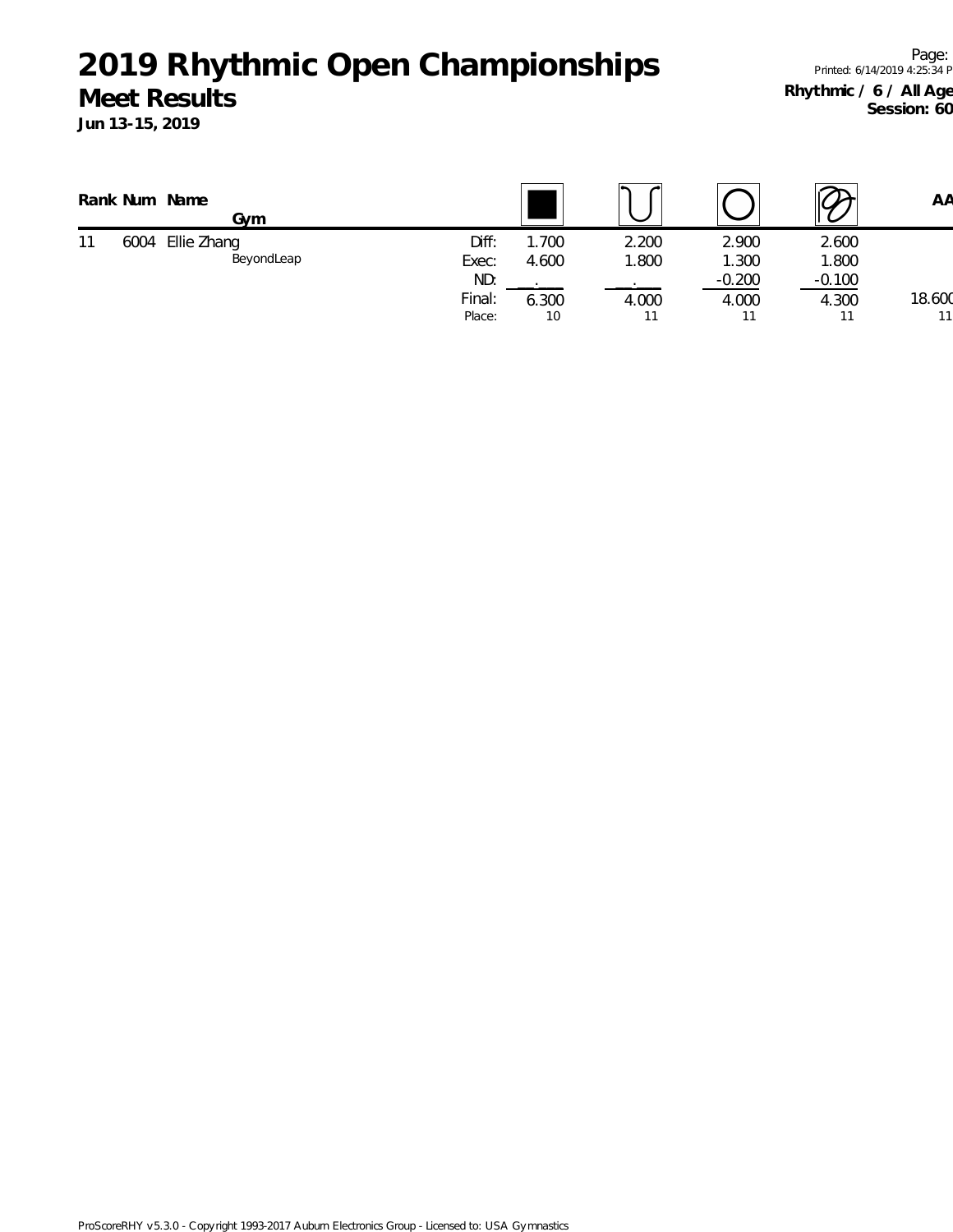# 2019 Rhythmic Open Championships

## Meet Results

**Jun 13-15, 2019**

Page:
Printed: 6/14/2019 4:25:34 P

**Rhythmic / 6 / All Age**
**Session: 60**

| Rank | Num | Name / Gym | | Rope | Hoop | Ball | Clubs | AA |
|---|---|---|---|---|---|---|---|---|
| 11 | 6004 | Ellie Zhang | Diff: | 1.700 | 2.200 | 2.900 | 2.600 | |
| | | BeyondLeap | Exec: | 4.600 | 1.800 | 1.300 | 1.800 | |
| | | | ND: | ___.___ | ___.___ | -0.200 | -0.100 | |
| | | | Final: | 6.300 | 4.000 | 4.000 | 4.300 | 18.600 |
| | | | Place: | 10 | 11 | 11 | 11 | 11 |

ProScoreRHY v5.3.0 - Copyright 1993-2017 Auburn Electronics Group - Licensed to: USA Gymnastics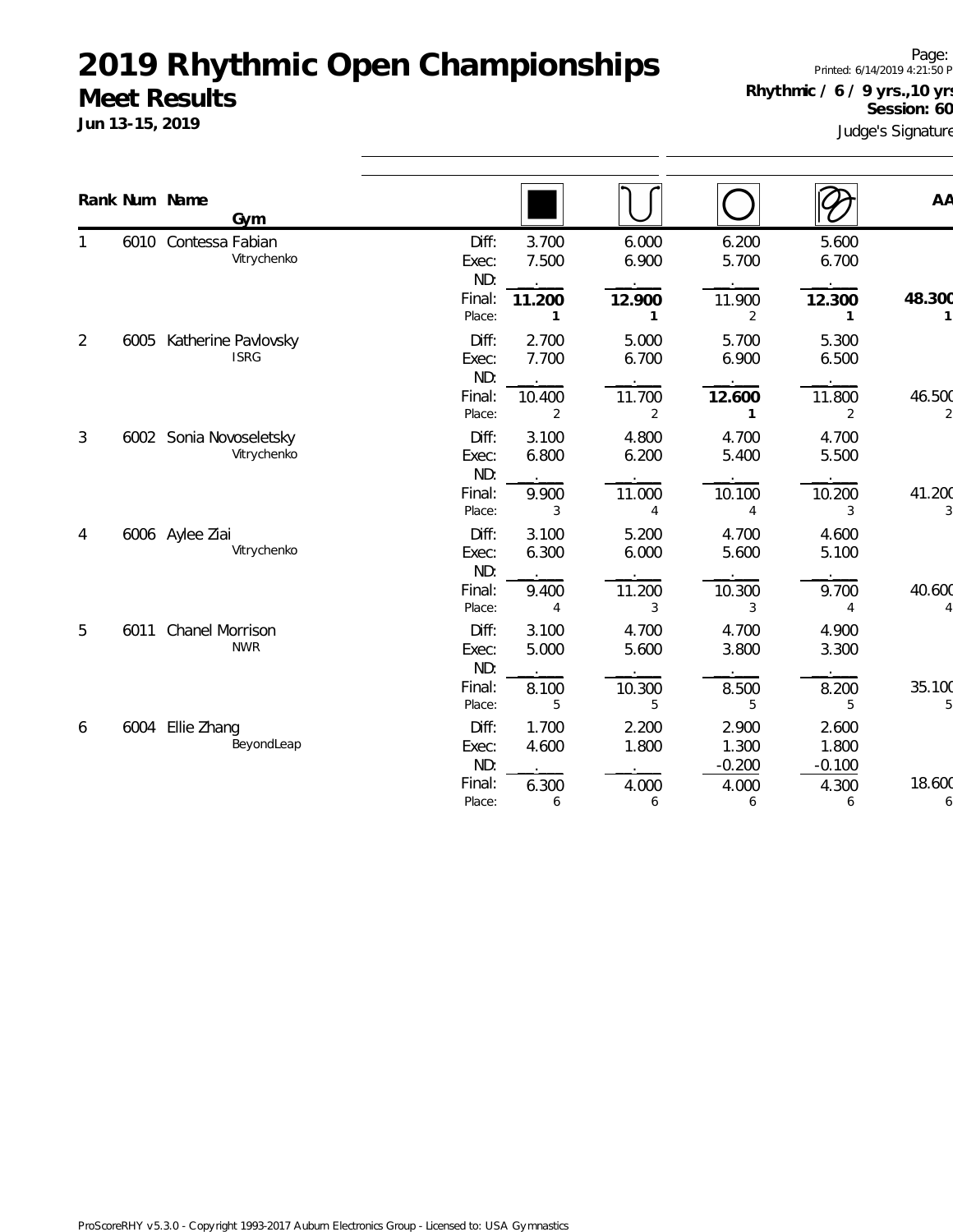# 2019 Rhythmic Open Championships

## Meet Results

**Jun 13-15, 2019**

Page:
Printed: 6/14/2019 4:21:50 P

**Rhythmic / 6 / 9 yrs.,10 yrs**
**Session: 60**
Judge's Signature

| Rank | Num | Name / Gym | | Rope | Hoop | Ball | Ribbon | AA |
|---|---|---|---|---|---|---|---|---|
| 1 | 6010 | Contessa Fabian | Diff: | 3.700 | 6.000 | 6.200 | 5.600 | |
| | | Vitrychenko | Exec: | 7.500 | 6.900 | 5.700 | 6.700 | |
| | | | ND: | . | . | . | . | |
| | | | Final: | **11.200** | **12.900** | 11.900 | **12.300** | **48.300** |
| | | | Place: | **1** | **1** | 2 | **1** | **1** |
| 2 | 6005 | Katherine Pavlovsky | Diff: | 2.700 | 5.000 | 5.700 | 5.300 | |
| | | ISRG | Exec: | 7.700 | 6.700 | 6.900 | 6.500 | |
| | | | ND: | . | . | . | . | |
| | | | Final: | 10.400 | 11.700 | **12.600** | 11.800 | 46.500 |
| | | | Place: | 2 | 2 | **1** | 2 | 2 |
| 3 | 6002 | Sonia Novoseletsky | Diff: | 3.100 | 4.800 | 4.700 | 4.700 | |
| | | Vitrychenko | Exec: | 6.800 | 6.200 | 5.400 | 5.500 | |
| | | | ND: | . | . | . | . | |
| | | | Final: | 9.900 | 11.000 | 10.100 | 10.200 | 41.200 |
| | | | Place: | 3 | 4 | 4 | 3 | 3 |
| 4 | 6006 | Aylee Ziai | Diff: | 3.100 | 5.200 | 4.700 | 4.600 | |
| | | Vitrychenko | Exec: | 6.300 | 6.000 | 5.600 | 5.100 | |
| | | | ND: | . | . | . | . | |
| | | | Final: | 9.400 | 11.200 | 10.300 | 9.700 | 40.600 |
| | | | Place: | 4 | 3 | 3 | 4 | 4 |
| 5 | 6011 | Chanel Morrison | Diff: | 3.100 | 4.700 | 4.700 | 4.900 | |
| | | NWR | Exec: | 5.000 | 5.600 | 3.800 | 3.300 | |
| | | | ND: | . | . | . | . | |
| | | | Final: | 8.100 | 10.300 | 8.500 | 8.200 | 35.100 |
| | | | Place: | 5 | 5 | 5 | 5 | 5 |
| 6 | 6004 | Ellie Zhang | Diff: | 1.700 | 2.200 | 2.900 | 2.600 | |
| | | BeyondLeap | Exec: | 4.600 | 1.800 | 1.300 | 1.800 | |
| | | | ND: | . | . | -0.200 | -0.100 | |
| | | | Final: | 6.300 | 4.000 | 4.000 | 4.300 | 18.600 |
| | | | Place: | 6 | 6 | 6 | 6 | 6 |

ProScoreRHY v5.3.0 - Copyright 1993-2017 Auburn Electronics Group - Licensed to: USA Gymnastics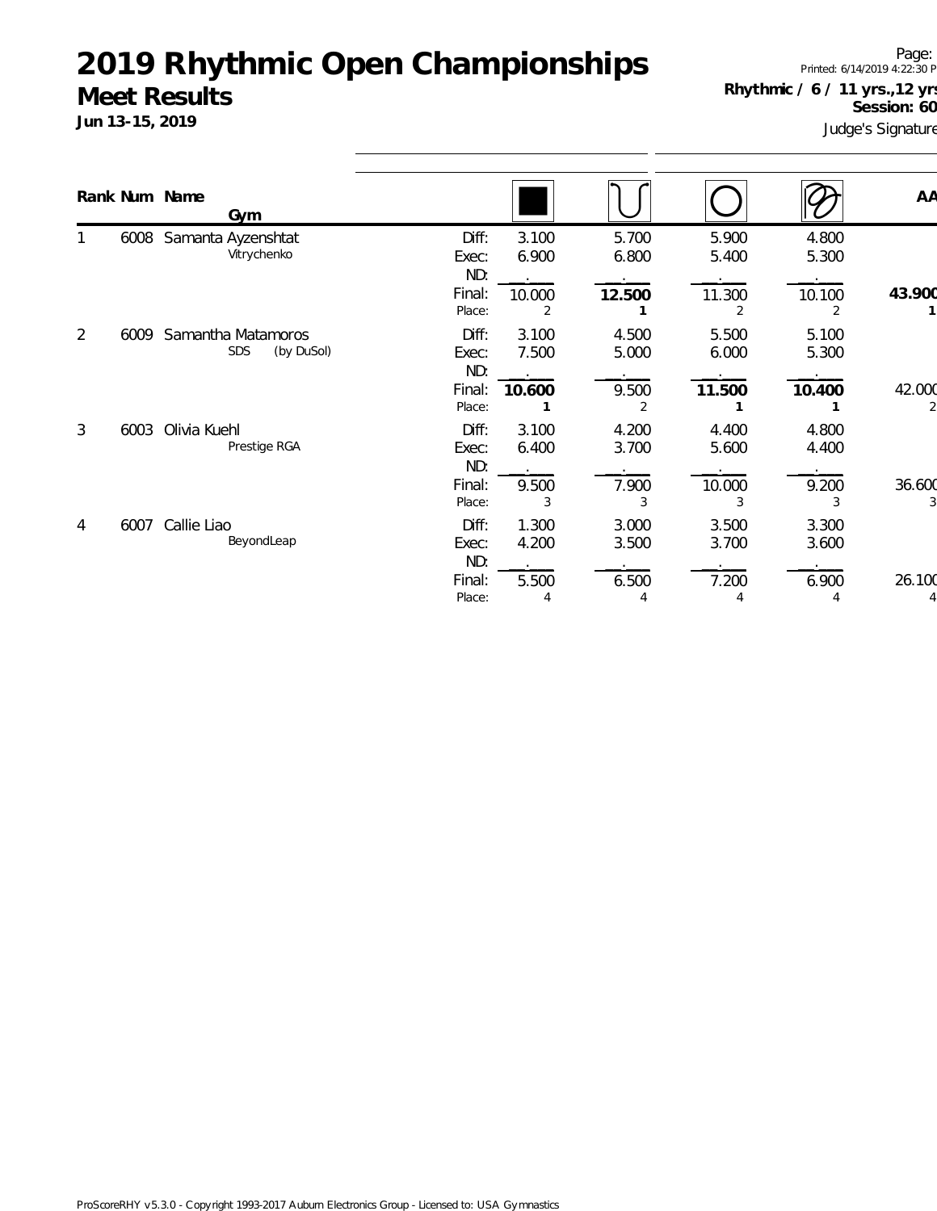# 2019 Rhythmic Open Championships

## Meet Results

**Jun 13-15, 2019**

Page:
Printed: 6/14/2019 4:22:30 P

**Rhythmic / 6 / 11 yrs.,12 yrs**
**Session: 60**
Judge's Signature

| Rank | Num | Name / Gym | | Rope | Ball | Hoop | Clubs | AA |
|---|---|---|---|---|---|---|---|---|
| 1 | 6008 | Samanta Ayzenshtat<br>Vitrychenko | Diff: | 3.100 | 5.700 | 5.900 | 4.800 | |
| | | | Exec: | 6.900 | 6.800 | 5.400 | 5.300 | |
| | | | ND: | . | . | . | . | |
| | | | Final: | 10.000 | **12.500** | 11.300 | 10.100 | **43.900** |
| | | | Place: | 2 | **1** | 2 | 2 | **1** |
| 2 | 6009 | Samantha Matamoros<br>SDS (by DuSol) | Diff: | 3.100 | 4.500 | 5.500 | 5.100 | |
| | | | Exec: | 7.500 | 5.000 | 6.000 | 5.300 | |
| | | | ND: | . | . | . | . | |
| | | | Final: | **10.600** | 9.500 | **11.500** | **10.400** | 42.000 |
| | | | Place: | **1** | 2 | **1** | **1** | 2 |
| 3 | 6003 | Olivia Kuehl<br>Prestige RGA | Diff: | 3.100 | 4.200 | 4.400 | 4.800 | |
| | | | Exec: | 6.400 | 3.700 | 5.600 | 4.400 | |
| | | | ND: | . | . | . | . | |
| | | | Final: | 9.500 | 7.900 | 10.000 | 9.200 | 36.600 |
| | | | Place: | 3 | 3 | 3 | 3 | 3 |
| 4 | 6007 | Callie Liao<br>BeyondLeap | Diff: | 1.300 | 3.000 | 3.500 | 3.300 | |
| | | | Exec: | 4.200 | 3.500 | 3.700 | 3.600 | |
| | | | ND: | . | . | . | . | |
| | | | Final: | 5.500 | 6.500 | 7.200 | 6.900 | 26.100 |
| | | | Place: | 4 | 4 | 4 | 4 | 4 |

ProScoreRHY v5.3.0 - Copyright 1993-2017 Auburn Electronics Group - Licensed to: USA Gymnastics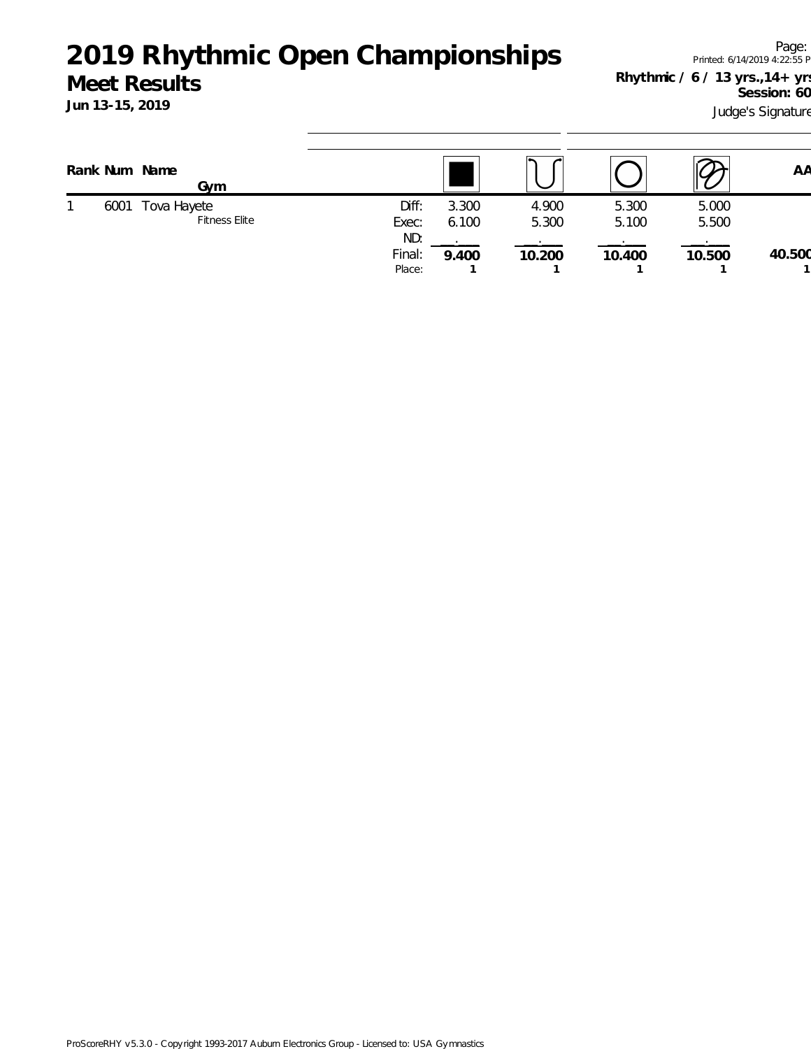# 2019 Rhythmic Open Championships

## Meet Results

**Jun 13-15, 2019**

Page:
Printed: 6/14/2019 4:22:55 P

**Rhythmic / 6 / 13 yrs.,14+ yrs**
**Session: 60**

Judge's Signature

| Rank | Num | Name / Gym | | Ball | Rope | Hoop | Ribbon | AA |
|---|---|---|---|---|---|---|---|---|
| 1 | 6001 | Tova Hayete | Diff: | 3.300 | 4.900 | 5.300 | 5.000 | |
| | | Fitness Elite | Exec: | 6.100 | 5.300 | 5.100 | 5.500 | |
| | | | ND: | . | . | . | . | |
| | | | Final: | **9.400** | **10.200** | **10.400** | **10.500** | **40.500** |
| | | | Place: | **1** | **1** | **1** | **1** | **1** |

ProScoreRHY v5.3.0 - Copyright 1993-2017 Auburn Electronics Group - Licensed to: USA Gymnastics